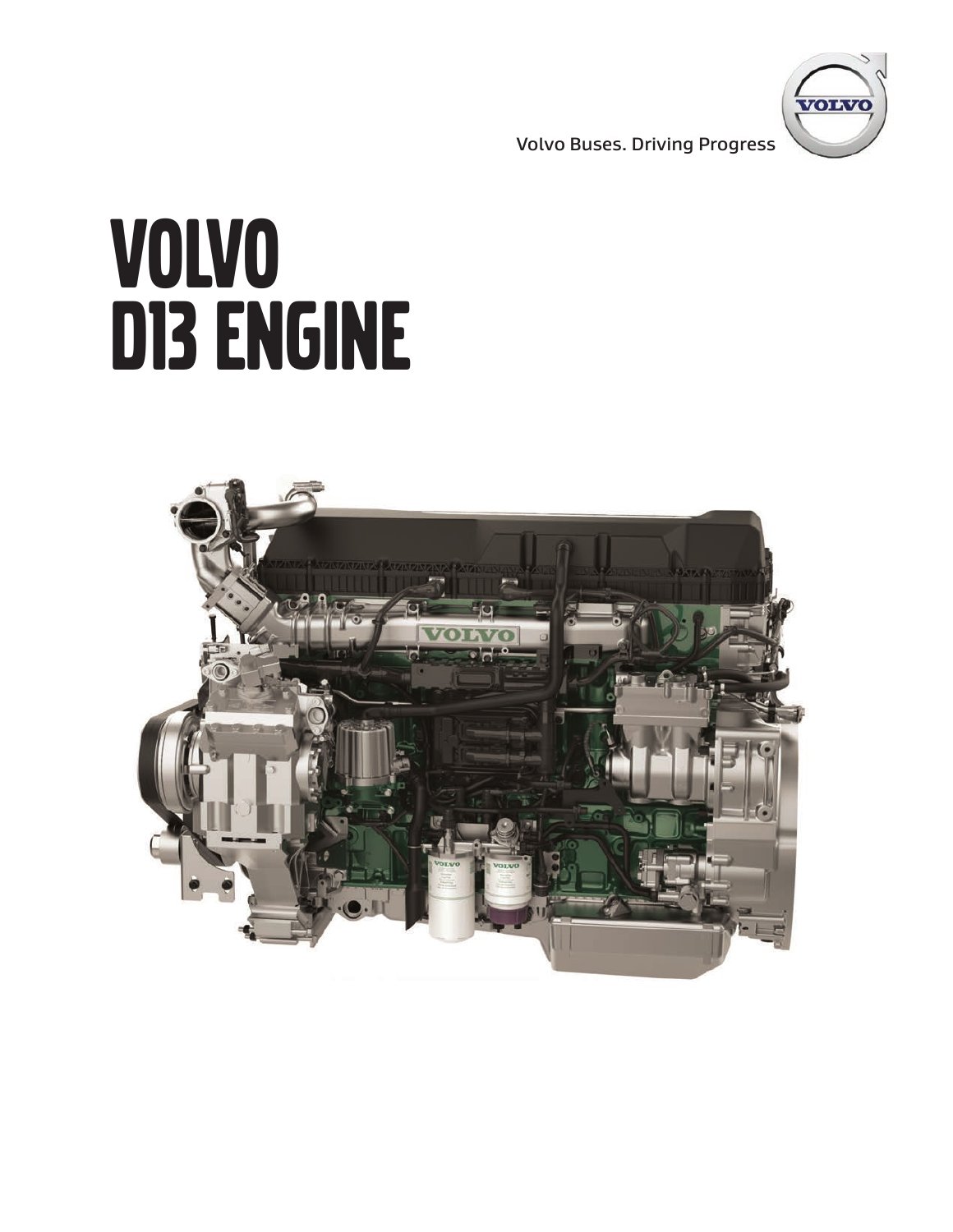Volvo Buses. Driving Progress

# VOLVO D13 ENGINE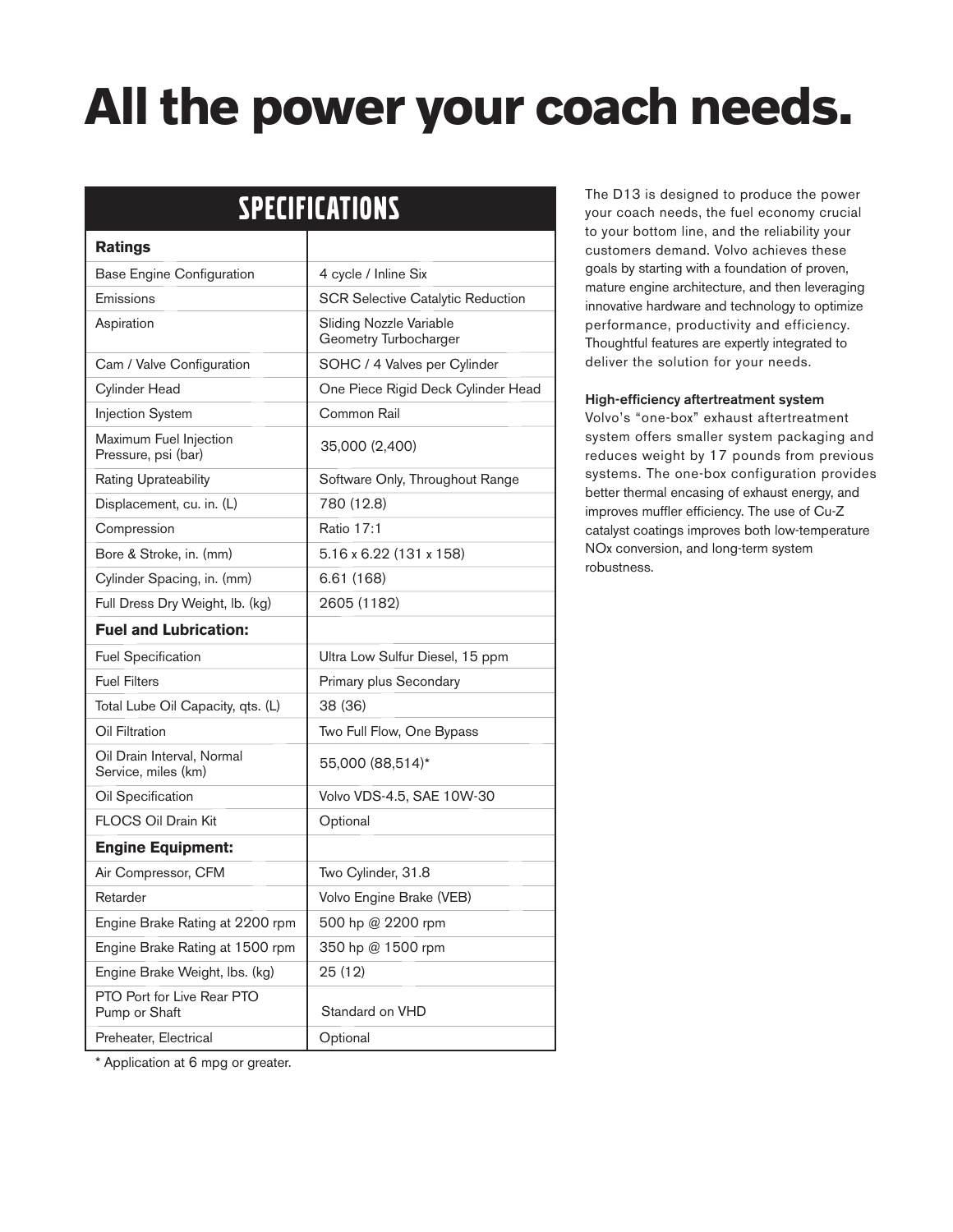# All the power your coach needs.

| SPECIFICATIONS | |
|---|---|
| **Ratings** | |
| Base Engine Configuration | 4 cycle / Inline Six |
| Emissions | SCR Selective Catalytic Reduction |
| Aspiration | Sliding Nozzle Variable Geometry Turbocharger |
| Cam / Valve Configuration | SOHC / 4 Valves per Cylinder |
| Cylinder Head | One Piece Rigid Deck Cylinder Head |
| Injection System | Common Rail |
| Maximum Fuel Injection Pressure, psi (bar) | 35,000 (2,400) |
| Rating Uprateability | Software Only, Throughout Range |
| Displacement, cu. in. (L) | 780 (12.8) |
| Compression | Ratio 17:1 |
| Bore & Stroke, in. (mm) | 5.16 x 6.22 (131 x 158) |
| Cylinder Spacing, in. (mm) | 6.61 (168) |
| Full Dress Dry Weight, lb. (kg) | 2605 (1182) |
| **Fuel and Lubrication:** | |
| Fuel Specification | Ultra Low Sulfur Diesel, 15 ppm |
| Fuel Filters | Primary plus Secondary |
| Total Lube Oil Capacity, qts. (L) | 38 (36) |
| Oil Filtration | Two Full Flow, One Bypass |
| Oil Drain Interval, Normal Service, miles (km) | 55,000 (88,514)* |
| Oil Specification | Volvo VDS-4.5, SAE 10W-30 |
| FLOCS Oil Drain Kit | Optional |
| **Engine Equipment:** | |
| Air Compressor, CFM | Two Cylinder, 31.8 |
| Retarder | Volvo Engine Brake (VEB) |
| Engine Brake Rating at 2200 rpm | 500 hp @ 2200 rpm |
| Engine Brake Rating at 1500 rpm | 350 hp @ 1500 rpm |
| Engine Brake Weight, lbs. (kg) | 25 (12) |
| PTO Port for Live Rear PTO Pump or Shaft | Standard on VHD |
| Preheater, Electrical | Optional |

* Application at 6 mpg or greater.

The D13 is designed to produce the power your coach needs, the fuel economy crucial to your bottom line, and the reliability your customers demand. Volvo achieves these goals by starting with a foundation of proven, mature engine architecture, and then leveraging innovative hardware and technology to optimize performance, productivity and efficiency. Thoughtful features are expertly integrated to deliver the solution for your needs.

**High-efficiency aftertreatment system**

Volvo's "one-box" exhaust aftertreatment system offers smaller system packaging and reduces weight by 17 pounds from previous systems. The one-box configuration provides better thermal encasing of exhaust energy, and improves muffler efficiency. The use of Cu-Z catalyst coatings improves both low-temperature NOx conversion, and long-term system robustness.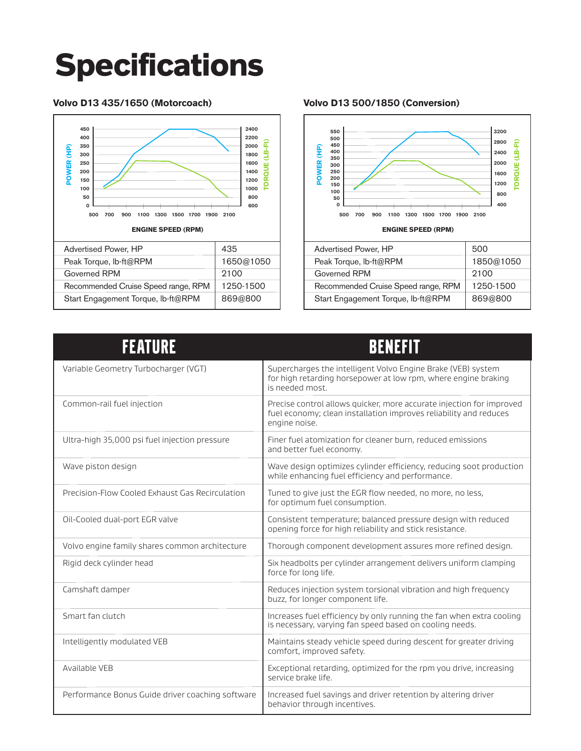# Specifications

### Volvo D13 435/1650 (Motorcoach)

| Advertised Power, HP | 435 |
|---|---|
| Peak Torque, lb-ft@RPM | 1650@1050 |
| Governed RPM | 2100 |
| Recommended Cruise Speed range, RPM | 1250-1500 |
| Start Engagement Torque, lb-ft@RPM | 869@800 |

### Volvo D13 500/1850 (Conversion)

| Advertised Power, HP | 500 |
|---|---|
| Peak Torque, lb-ft@RPM | 1850@1050 |
| Governed RPM | 2100 |
| Recommended Cruise Speed range, RPM | 1250-1500 |
| Start Engagement Torque, lb-ft@RPM | 869@800 |

| FEATURE | BENEFIT |
|---|---|
| Variable Geometry Turbocharger (VGT) | Supercharges the intelligent Volvo Engine Brake (VEB) system for high retarding horsepower at low rpm, where engine braking is needed most. |
| Common-rail fuel injection | Precise control allows quicker, more accurate injection for improved fuel economy; clean installation improves reliability and reduces engine noise. |
| Ultra-high 35,000 psi fuel injection pressure | Finer fuel atomization for cleaner burn, reduced emissions and better fuel economy. |
| Wave piston design | Wave design optimizes cylinder efficiency, reducing soot production while enhancing fuel efficiency and performance. |
| Precision-Flow Cooled Exhaust Gas Recirculation | Tuned to give just the EGR flow needed, no more, no less, for optimum fuel consumption. |
| Oil-Cooled dual-port EGR valve | Consistent temperature; balanced pressure design with reduced opening force for high reliability and stick resistance. |
| Volvo engine family shares common architecture | Thorough component development assures more refined design. |
| Rigid deck cylinder head | Six headbolts per cylinder arrangement delivers uniform clamping force for long life. |
| Camshaft damper | Reduces injection system torsional vibration and high frequency buzz, for longer component life. |
| Smart fan clutch | Increases fuel efficiency by only running the fan when extra cooling is necessary, varying fan speed based on cooling needs. |
| Intelligently modulated VEB | Maintains steady vehicle speed during descent for greater driving comfort, improved safety. |
| Available VEB | Exceptional retarding, optimized for the rpm you drive, increasing service brake life. |
| Performance Bonus Guide driver coaching software | Increased fuel savings and driver retention by altering driver behavior through incentives. |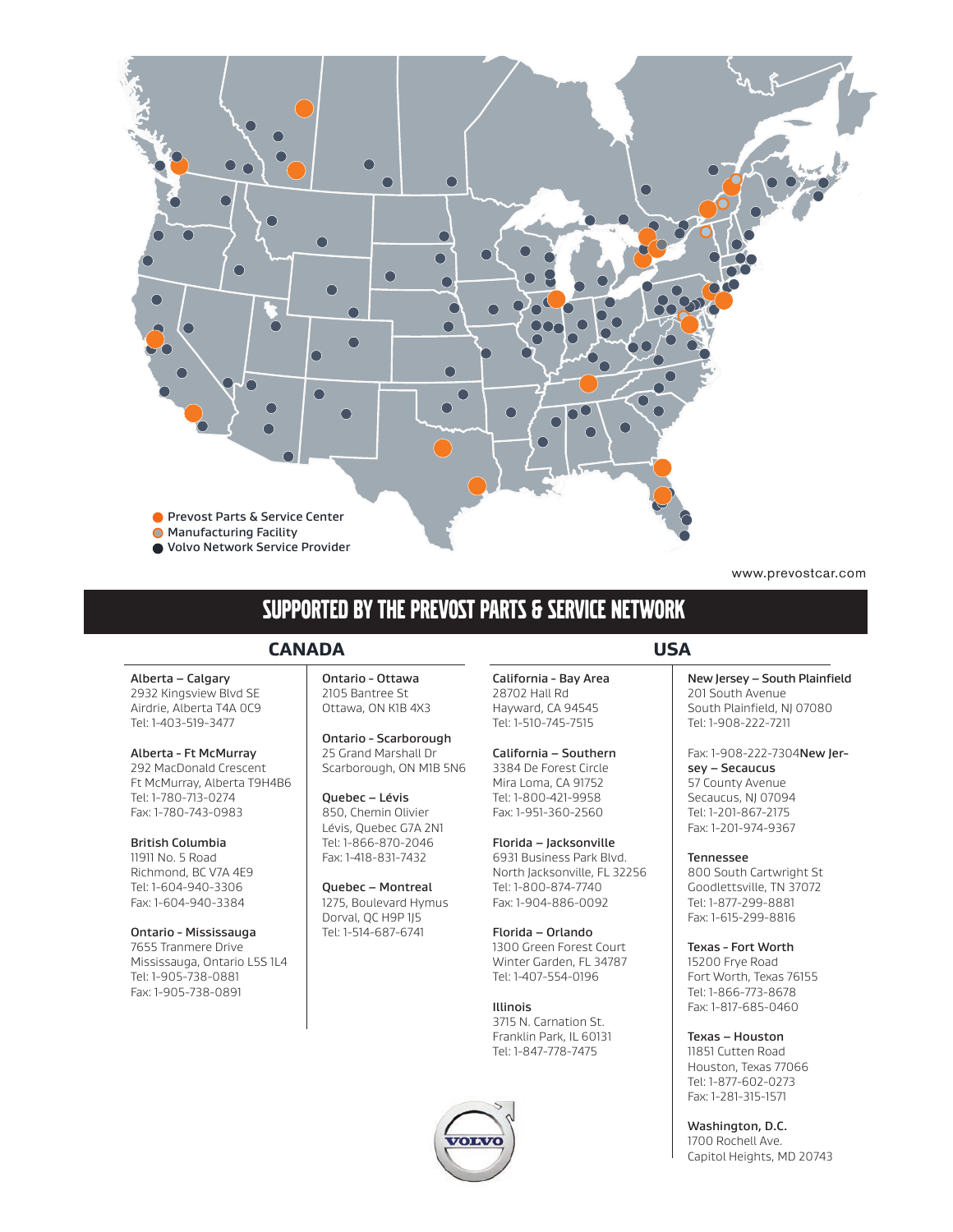● Prevost Parts & Service Center
● Manufacturing Facility
● Volvo Network Service Provider

www.prevostcar.com

# SUPPORTED BY THE PREVOST PARTS & SERVICE NETWORK

## CANADA

**Alberta – Calgary**
2932 Kingsview Blvd SE
Airdrie, Alberta T4A 0C9
Tel: 1-403-519-3477

**Alberta - Ft McMurray**
292 MacDonald Crescent
Ft McMurray, Alberta T9H4B6
Tel: 1-780-713-0274
Fax: 1-780-743-0983

**British Columbia**
11911 No. 5 Road
Richmond, BC V7A 4E9
Tel: 1-604-940-3306
Fax: 1-604-940-3384

**Ontario - Mississauga**
7655 Tranmere Drive
Mississauga, Ontario L5S 1L4
Tel: 1-905-738-0881
Fax: 1-905-738-0891

**Ontario - Ottawa**
2105 Bantree St
Ottawa, ON K1B 4X3

**Ontario - Scarborough**
25 Grand Marshall Dr
Scarborough, ON M1B 5N6

**Quebec – Lévis**
850, Chemin Olivier
Lévis, Quebec G7A 2N1
Tel: 1-866-870-2046
Fax: 1-418-831-7432

**Quebec – Montreal**
1275, Boulevard Hymus
Dorval, QC H9P 1J5
Tel: 1-514-687-6741

## USA

**California - Bay Area**
28702 Hall Rd
Hayward, CA 94545
Tel: 1-510-745-7515

**California – Southern**
3384 De Forest Circle
Mira Loma, CA 91752
Tel: 1-800-421-9958
Fax: 1-951-360-2560

**Florida – Jacksonville**
6931 Business Park Blvd.
North Jacksonville, FL 32256
Tel: 1-800-874-7740
Fax: 1-904-886-0092

**Florida – Orlando**
1300 Green Forest Court
Winter Garden, FL 34787
Tel: 1-407-554-0196

**Illinois**
3715 N. Carnation St.
Franklin Park, IL 60131
Tel: 1-847-778-7475

**New Jersey – South Plainfield**
201 South Avenue
South Plainfield, NJ 07080
Tel: 1-908-222-7211

Fax: 1-908-222-7304**New Jersey – Secaucus**
57 County Avenue
Secaucus, NJ 07094
Tel: 1-201-867-2175
Fax: 1-201-974-9367

**Tennessee**
800 South Cartwright St
Goodlettsville, TN 37072
Tel: 1-877-299-8881
Fax: 1-615-299-8816

**Texas - Fort Worth**
15200 Frye Road
Fort Worth, Texas 76155
Tel: 1-866-773-8678
Fax: 1-817-685-0460

**Texas – Houston**
11851 Cutten Road
Houston, Texas 77066
Tel: 1-877-602-0273
Fax: 1-281-315-1571

**Washington, D.C.**
1700 Rochell Ave.
Capitol Heights, MD 20743

VOLVO